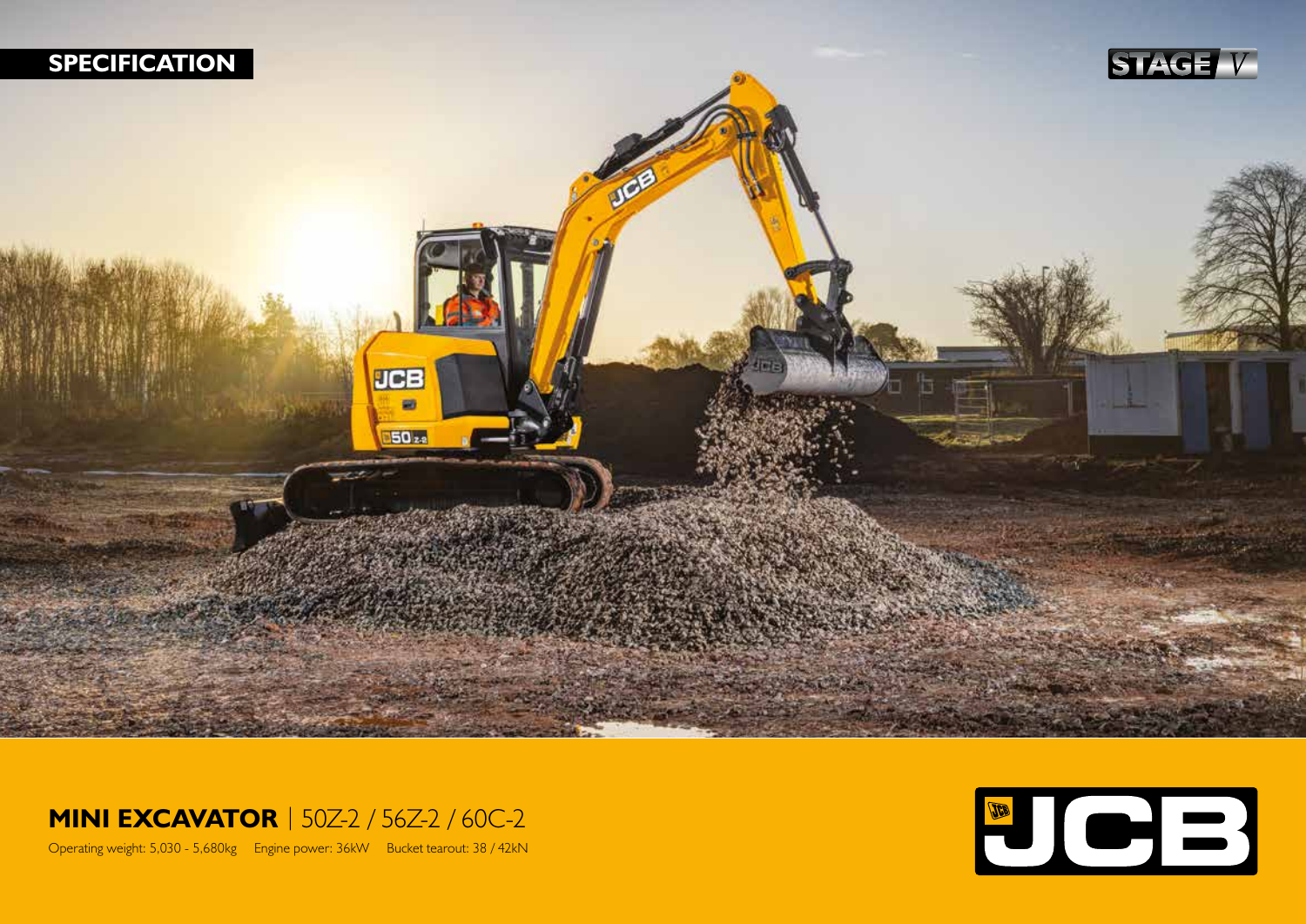SPECIFICATION

STAGE V

# MINI EXCAVATOR | 50Z-2 / 56Z-2 / 60C-2

Operating weight: 5,030 - 5,680kg    Engine power: 36kW    Bucket tearout: 38 / 42kN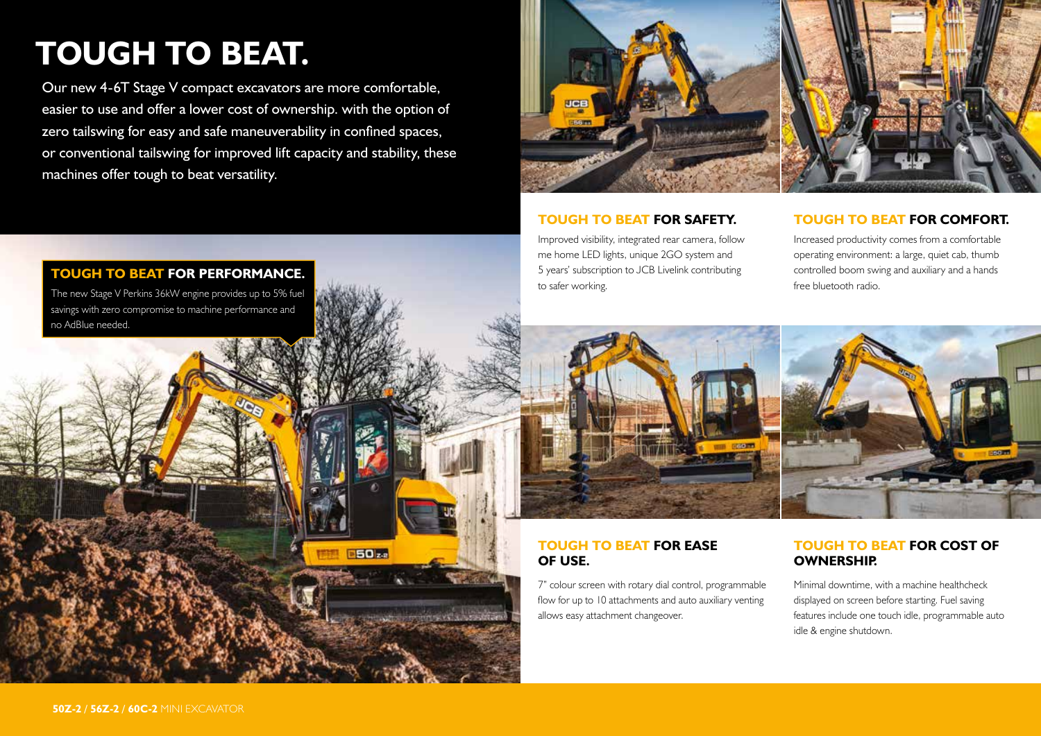# TOUGH TO BEAT.

Our new 4-6T Stage V compact excavators are more comfortable, easier to use and offer a lower cost of ownership. with the option of zero tailswing for easy and safe maneuverability in confined spaces, or conventional tailswing for improved lift capacity and stability, these machines offer tough to beat versatility.

## TOUGH TO BEAT FOR PERFORMANCE.

The new Stage V Perkins 36kW engine provides up to 5% fuel savings with zero compromise to machine performance and no AdBlue needed.

## TOUGH TO BEAT FOR SAFETY.

Improved visibility, integrated rear camera, follow me home LED lights, unique 2GO system and 5 years' subscription to JCB Livelink contributing to safer working.

## TOUGH TO BEAT FOR COMFORT.

Increased productivity comes from a comfortable operating environment: a large, quiet cab, thumb controlled boom swing and auxiliary and a hands free bluetooth radio.

## TOUGH TO BEAT FOR EASE OF USE.

7" colour screen with rotary dial control, programmable flow for up to 10 attachments and auto auxiliary venting allows easy attachment changeover.

## TOUGH TO BEAT FOR COST OF OWNERSHIP.

Minimal downtime, with a machine healthcheck displayed on screen before starting. Fuel saving features include one touch idle, programmable auto idle & engine shutdown.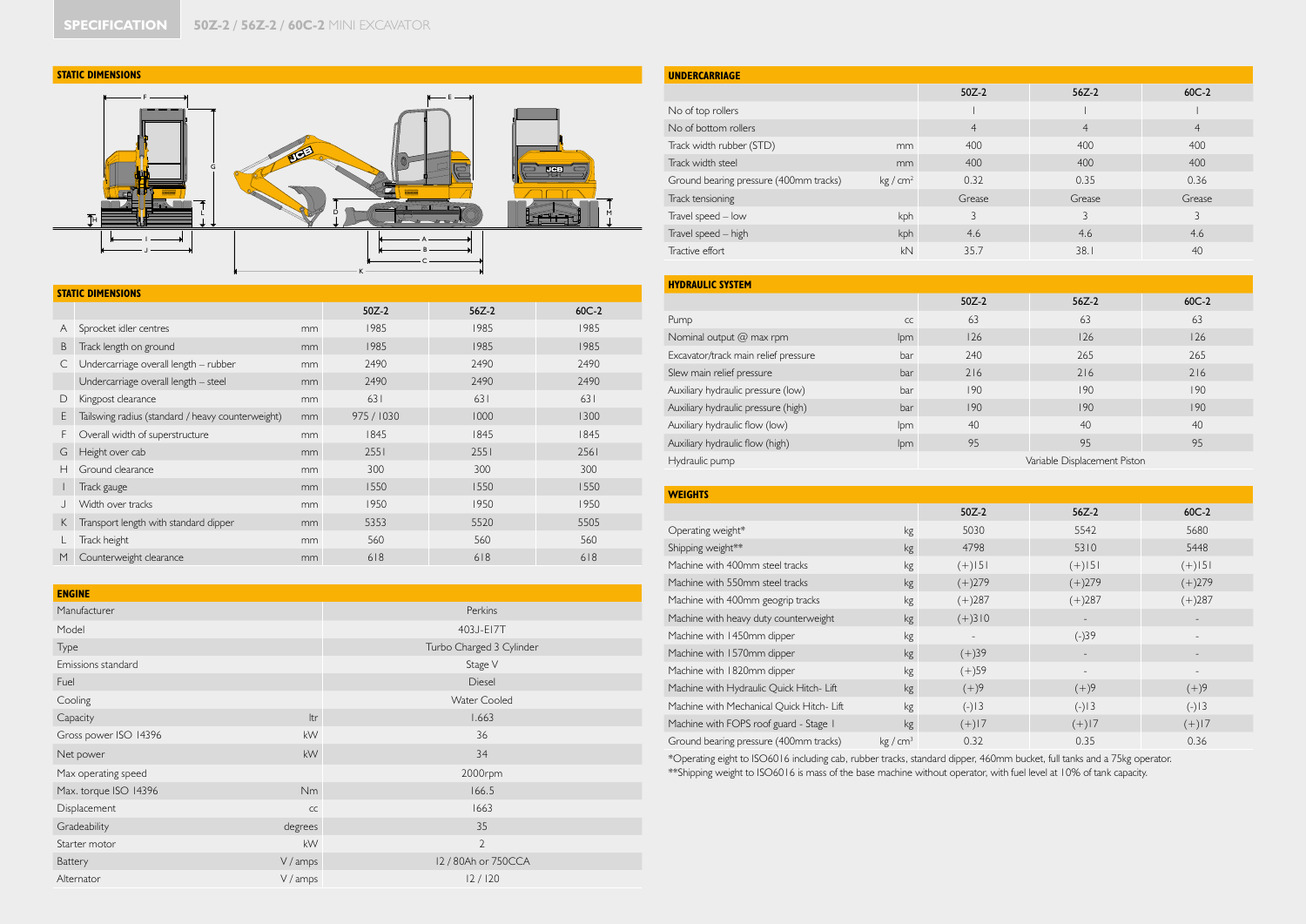## SPECIFICATION 50Z-2 / 56Z-2 / 60C-2 MINI EXCAVATOR

### STATIC DIMENSIONS

### STATIC DIMENSIONS

| | | | 50Z-2 | 56Z-2 | 60C-2 |
|---|---|---|---|---|---|
| A | Sprocket idler centres | mm | 1985 | 1985 | 1985 |
| B | Track length on ground | mm | 1985 | 1985 | 1985 |
| C | Undercarriage overall length – rubber | mm | 2490 | 2490 | 2490 |
| | Undercarriage overall length – steel | mm | 2490 | 2490 | 2490 |
| D | Kingpost clearance | mm | 631 | 631 | 631 |
| E | Tailswing radius (standard / heavy counterweight) | mm | 975 / 1030 | 1000 | 1300 |
| F | Overall width of superstructure | mm | 1845 | 1845 | 1845 |
| G | Height over cab | mm | 2551 | 2551 | 2561 |
| H | Ground clearance | mm | 300 | 300 | 300 |
| I | Track gauge | mm | 1550 | 1550 | 1550 |
| J | Width over tracks | mm | 1950 | 1950 | 1950 |
| K | Transport length with standard dipper | mm | 5353 | 5520 | 5505 |
| L | Track height | mm | 560 | 560 | 560 |
| M | Counterweight clearance | mm | 618 | 618 | 618 |

### ENGINE

| | | |
|---|---|---|
| Manufacturer | | Perkins |
| Model | | 403J-E17T |
| Type | | Turbo Charged 3 Cylinder |
| Emissions standard | | Stage V |
| Fuel | | Diesel |
| Cooling | | Water Cooled |
| Capacity | ltr | 1.663 |
| Gross power ISO 14396 | kW | 36 |
| Net power | kW | 34 |
| Max operating speed | | 2000rpm |
| Max. torque ISO 14396 | Nm | 166.5 |
| Displacement | cc | 1663 |
| Gradeability | degrees | 35 |
| Starter motor | kW | 2 |
| Battery | V / amps | 12 / 80Ah or 750CCA |
| Alternator | V / amps | 12 / 120 |

### UNDERCARRIAGE

| | | 50Z-2 | 56Z-2 | 60C-2 |
|---|---|---|---|---|
| No of top rollers | | 1 | 1 | 1 |
| No of bottom rollers | | 4 | 4 | 4 |
| Track width rubber (STD) | mm | 400 | 400 | 400 |
| Track width steel | mm | 400 | 400 | 400 |
| Ground bearing pressure (400mm tracks) | kg / cm² | 0.32 | 0.35 | 0.36 |
| Track tensioning | | Grease | Grease | Grease |
| Travel speed – low | kph | 3 | 3 | 3 |
| Travel speed – high | kph | 4.6 | 4.6 | 4.6 |
| Tractive effort | kN | 35.7 | 38.1 | 40 |

### HYDRAULIC SYSTEM

| | | 50Z-2 | 56Z-2 | 60C-2 |
|---|---|---|---|---|
| Pump | cc | 63 | 63 | 63 |
| Nominal output @ max rpm | lpm | 126 | 126 | 126 |
| Excavator/track main relief pressure | bar | 240 | 265 | 265 |
| Slew main relief pressure | bar | 216 | 216 | 216 |
| Auxiliary hydraulic pressure (low) | bar | 190 | 190 | 190 |
| Auxiliary hydraulic pressure (high) | bar | 190 | 190 | 190 |
| Auxiliary hydraulic flow (low) | lpm | 40 | 40 | 40 |
| Auxiliary hydraulic flow (high) | lpm | 95 | 95 | 95 |
| Hydraulic pump | | Variable Displacement Piston | | |

### WEIGHTS

| | | 50Z-2 | 56Z-2 | 60C-2 |
|---|---|---|---|---|
| Operating weight* | kg | 5030 | 5542 | 5680 |
| Shipping weight** | kg | 4798 | 5310 | 5448 |
| Machine with 400mm steel tracks | kg | (+)151 | (+)151 | (+)151 |
| Machine with 550mm steel tracks | kg | (+)279 | (+)279 | (+)279 |
| Machine with 400mm geogrip tracks | kg | (+)287 | (+)287 | (+)287 |
| Machine with heavy duty counterweight | kg | (+)310 | - | - |
| Machine with 1450mm dipper | kg | - | (-)39 | - |
| Machine with 1570mm dipper | kg | (+)39 | - | - |
| Machine with 1820mm dipper | kg | (+)59 | - | - |
| Machine with Hydraulic Quick Hitch- Lift | kg | (+)9 | (+)9 | (+)9 |
| Machine with Mechanical Quick Hitch- Lift | kg | (-)13 | (-)13 | (-)13 |
| Machine with FOPS roof guard - Stage 1 | kg | (+)17 | (+)17 | (+)17 |
| Ground bearing pressure (400mm tracks) | kg / cm² | 0.32 | 0.35 | 0.36 |

*Operating eight to ISO6016 including cab, rubber tracks, standard dipper, 460mm bucket, full tanks and a 75kg operator.

**Shipping weight to ISO6016 is mass of the base machine without operator, with fuel level at 10% of tank capacity.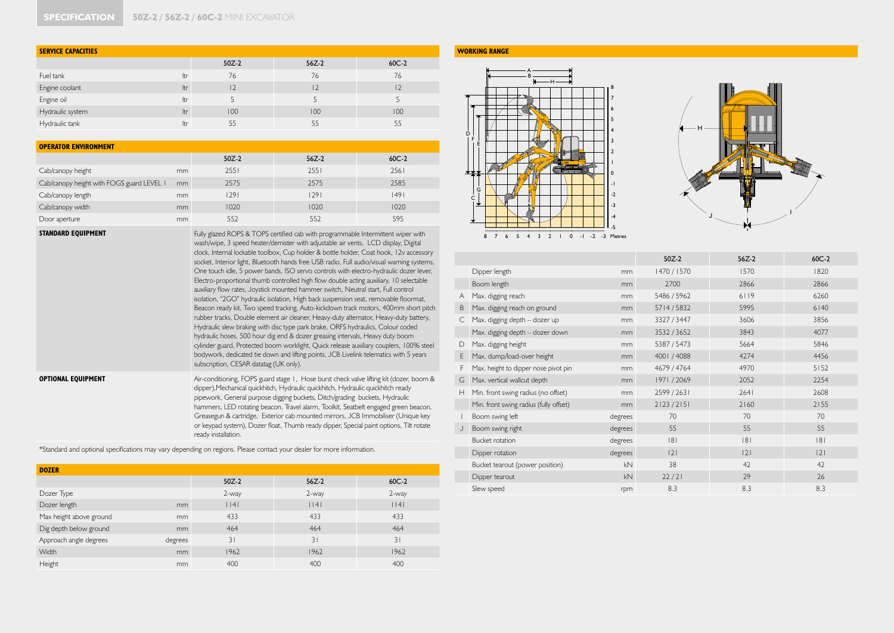## SPECIFICATION 50Z-2 / 56Z-2 / 60C-2 MINI EXCAVATOR

### SERVICE CAPACITIES

| | | 50Z-2 | 56Z-2 | 60C-2 |
|---|---|---|---|---|
| Fuel tank | ltr | 76 | 76 | 76 |
| Engine coolant | ltr | 12 | 12 | 12 |
| Engine oil | ltr | 5 | 5 | 5 |
| Hydraulic system | ltr | 100 | 100 | 100 |
| Hydraulic tank | ltr | 55 | 55 | 55 |

### OPERATOR ENVIRONMENT

| | | 50Z-2 | 56Z-2 | 60C-2 |
|---|---|---|---|---|
| Cab/canopy height | mm | 2551 | 2551 | 2561 |
| Cab/canopy height with FOGS guard LEVEL 1 | mm | 2575 | 2575 | 2585 |
| Cab/canopy length | mm | 1291 | 1291 | 1491 |
| Cab/canopy width | mm | 1020 | 1020 | 1020 |
| Door aperture | mm | 552 | 552 | 595 |

**STANDARD EQUIPMENT**

Fully glazed ROPS & TOPS certified cab with programmable Intermittent wiper with wash/wipe, 3 speed heater/demister with adjustable air vents, LCD display, Digital clock, Internal lockable toolbox, Cup holder & bottle holder, Coat hook, 12v accessory socket, Interior light, Bluetooth hands free USB radio, Full audio/visual warning systems, One touch idle, 5 power bands, ISO servo controls with electro-hydraulic dozer lever, Electro-proportional thumb controlled high flow double acting auxiliary, 10 selectable auxiliary flow rates, Joystick mounted hammer switch, Neutral start, Full control isolation, "2GO" hydraulic isolation, High back suspension seat, removable floormat, Beacon ready kit, Two speed tracking, Auto-kickdown track motors, 400mm short pitch rubber tracks, Double element air cleaner, Heavy-duty alternator, Heavy-duty battery, Hydraulic slew braking with disc type park brake, ORFS hydraulics, Colour coded hydraulic hoses, 500 hour dig end & dozer greasing intervals, Heavy duty boom cylinder guard, Protected boom worklight, Quick release auxiliary couplers, 100% steel bodywork, dedicated tie down and lifting points, JCB Livelink telematics with 5 years subscription, CESAR datatag (UK only).

**OPTIONAL EQUIPMENT**

Air-conditioning, FOPS guard stage 1, Hose burst check valve lifting kit (dozer, boom & dipper), Mechanical quickhitch, Hydraulic quickhitch, Hydraulic quickhitch ready pipework, General purpose digging buckets, Ditch/grading buckets, Hydraulic hammers, LED rotating beacon, Travel alarm, Toolkit, Seatbelt engaged green beacon, Greasegun & cartridge, Exterior cab mounted mirrors, JCB Immobiliser (Unique key or keypad system), Dozer float, Thumb ready dipper, Special paint options, Tilt rotate ready installation.

*Standard and optional specifications may vary depending on regions. Please contact your dealer for more information.

### DOZER

| | | 50Z-2 | 56Z-2 | 60C-2 |
|---|---|---|---|---|
| Dozer Type | | 2-way | 2-way | 2-way |
| Dozer length | mm | 1141 | 1141 | 1141 |
| Max height above ground | mm | 433 | 433 | 433 |
| Dig depth below ground | mm | 464 | 464 | 464 |
| Approach angle degrees | degrees | 31 | 31 | 31 |
| Width | mm | 1962 | 1962 | 1962 |
| Height | mm | 400 | 400 | 400 |

### WORKING RANGE

| | | | 50Z-2 | 56Z-2 | 60C-2 |
|---|---|---|---|---|---|
| | Dipper length | mm | 1470 / 1570 | 1570 | 1820 |
| | Boom length | mm | 2700 | 2866 | 2866 |
| A | Max. digging reach | mm | 5486 / 5962 | 6119 | 6260 |
| B | Max. digging reach on ground | mm | 5714 / 5832 | 5995 | 6140 |
| C | Max. digging depth – dozer up | mm | 3327 / 3447 | 3606 | 3856 |
| | Max. digging depth – dozer down | mm | 3532 / 3652 | 3843 | 4077 |
| D | Max. digging height | mm | 5387 / 5473 | 5664 | 5846 |
| E | Max. dump/load-over height | mm | 4001 / 4088 | 4274 | 4456 |
| F | Max. height to dipper nose pivot pin | mm | 4679 / 4764 | 4970 | 5152 |
| G | Max. vertical wallcut depth | mm | 1971 / 2069 | 2052 | 2254 |
| H | Min. front swing radius (no offset) | mm | 2599 / 2631 | 2641 | 2608 |
| | Min. front swing radius (fully offset) | mm | 2123 / 2151 | 2160 | 2155 |
| I | Boom swing left | degrees | 70 | 70 | 70 |
| J | Boom swing right | degrees | 55 | 55 | 55 |
| | Bucket rotation | degrees | 181 | 181 | 181 |
| | Dipper rotation | degrees | 121 | 121 | 121 |
| | Bucket tearout (power position) | kN | 38 | 42 | 42 |
| | Dipper tearout | kN | 22 / 21 | 29 | 26 |
| | Slew speed | rpm | 8.3 | 8.3 | 8.3 |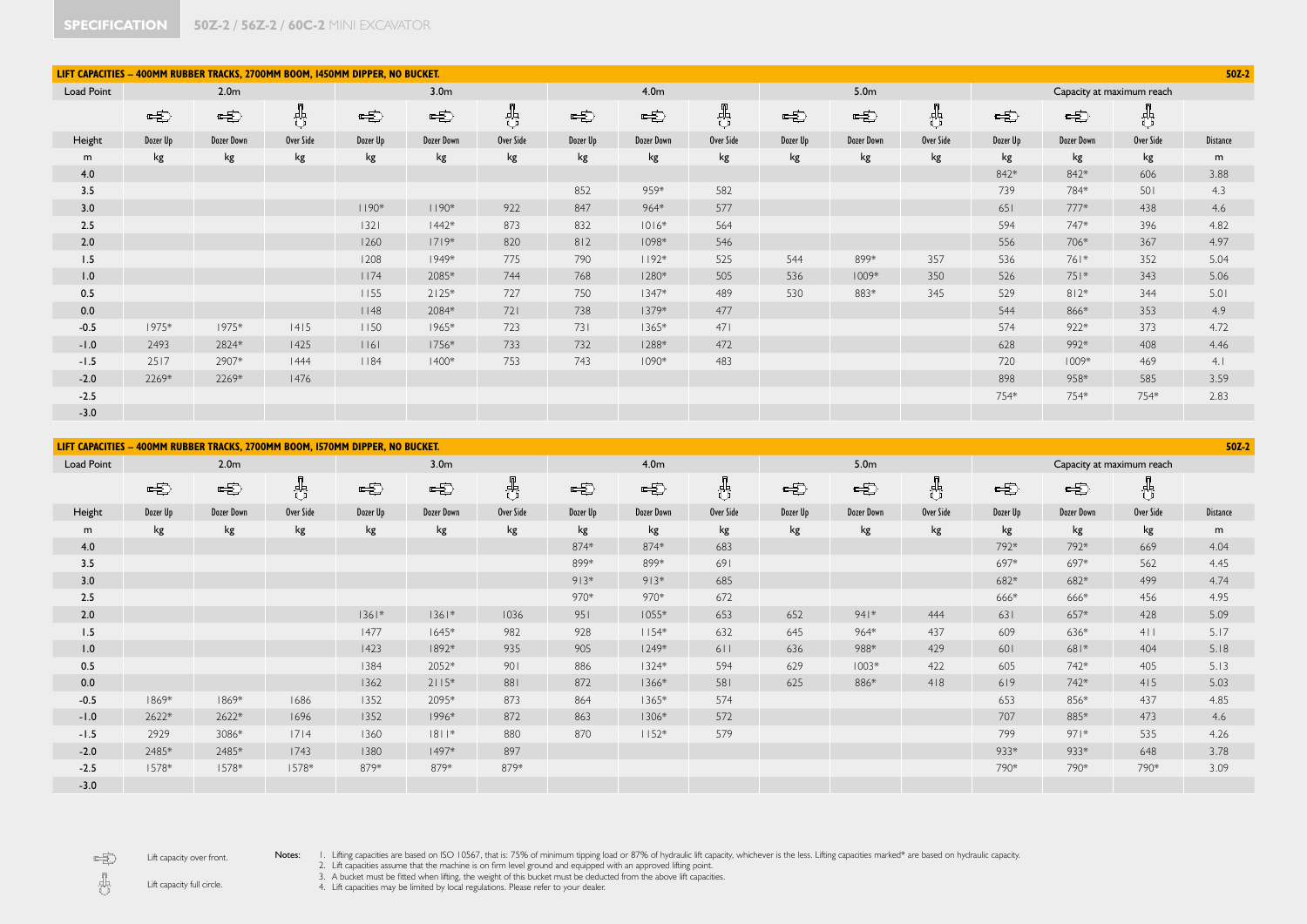## SPECIFICATION 50Z-2 / 56Z-2 / 60C-2 MINI EXCAVATOR

### LIFT CAPACITIES – 400MM RUBBER TRACKS, 2700MM BOOM, 1450MM DIPPER, NO BUCKET. 50Z-2

| Load Point | 2.0m | | | 3.0m | | | 4.0m | | | 5.0m | | | Capacity at maximum reach | | | |
|---|---|---|---|---|---|---|---|---|---|---|---|---|---|---|---|---|
| Height | Dozer Up | Dozer Down | Over Side | Dozer Up | Dozer Down | Over Side | Dozer Up | Dozer Down | Over Side | Dozer Up | Dozer Down | Over Side | Dozer Up | Dozer Down | Over Side | Distance |
| m | kg | kg | kg | kg | kg | kg | kg | kg | kg | kg | kg | kg | kg | kg | kg | m |
| 4.0 | | | | | | | | | | | | | 842* | 842* | 606 | 3.88 |
| 3.5 | | | | | | | 852 | 959* | 582 | | | | 739 | 784* | 501 | 4.3 |
| 3.0 | | | | 1190* | 1190* | 922 | 847 | 964* | 577 | | | | 651 | 777* | 438 | 4.6 |
| 2.5 | | | | 1321 | 1442* | 873 | 832 | 1016* | 564 | | | | 594 | 747* | 396 | 4.82 |
| 2.0 | | | | 1260 | 1719* | 820 | 812 | 1098* | 546 | | | | 556 | 706* | 367 | 4.97 |
| 1.5 | | | | 1208 | 1949* | 775 | 790 | 1192* | 525 | 544 | 899* | 357 | 536 | 761* | 352 | 5.04 |
| 1.0 | | | | 1174 | 2085* | 744 | 768 | 1280* | 505 | 536 | 1009* | 350 | 526 | 751* | 343 | 5.06 |
| 0.5 | | | | 1155 | 2125* | 727 | 750 | 1347* | 489 | 530 | 883* | 345 | 529 | 812* | 344 | 5.01 |
| 0.0 | | | | 1148 | 2084* | 721 | 738 | 1379* | 477 | | | | 544 | 866* | 353 | 4.9 |
| -0.5 | 1975* | 1975* | 1415 | 1150 | 1965* | 723 | 731 | 1365* | 471 | | | | 574 | 922* | 373 | 4.72 |
| -1.0 | 2493 | 2824* | 1425 | 1161 | 1756* | 733 | 732 | 1288* | 472 | | | | 628 | 992* | 408 | 4.46 |
| -1.5 | 2517 | 2907* | 1444 | 1184 | 1400* | 753 | 743 | 1090* | 483 | | | | 720 | 1009* | 469 | 4.1 |
| -2.0 | 2269* | 2269* | 1476 | | | | | | | | | | 898 | 958* | 585 | 3.59 |
| -2.5 | | | | | | | | | | | | | 754* | 754* | 754* | 2.83 |
| -3.0 | | | | | | | | | | | | | | | | |

### LIFT CAPACITIES – 400MM RUBBER TRACKS, 2700MM BOOM, 1570MM DIPPER, NO BUCKET. 50Z-2

| Load Point | 2.0m | | | 3.0m | | | 4.0m | | | 5.0m | | | Capacity at maximum reach | | | |
|---|---|---|---|---|---|---|---|---|---|---|---|---|---|---|---|---|
| Height | Dozer Up | Dozer Down | Over Side | Dozer Up | Dozer Down | Over Side | Dozer Up | Dozer Down | Over Side | Dozer Up | Dozer Down | Over Side | Dozer Up | Dozer Down | Over Side | Distance |
| m | kg | kg | kg | kg | kg | kg | kg | kg | kg | kg | kg | kg | kg | kg | kg | m |
| 4.0 | | | | | | | 874* | 874* | 683 | | | | 792* | 792* | 669 | 4.04 |
| 3.5 | | | | | | | 899* | 899* | 691 | | | | 697* | 697* | 562 | 4.45 |
| 3.0 | | | | | | | 913* | 913* | 685 | | | | 682* | 682* | 499 | 4.74 |
| 2.5 | | | | | | | 970* | 970* | 672 | | | | 666* | 666* | 456 | 4.95 |
| 2.0 | | | | 1361* | 1361* | 1036 | 951 | 1055* | 653 | 652 | 941* | 444 | 631 | 657* | 428 | 5.09 |
| 1.5 | | | | 1477 | 1645* | 982 | 928 | 1154* | 632 | 645 | 964* | 437 | 609 | 636* | 411 | 5.17 |
| 1.0 | | | | 1423 | 1892* | 935 | 905 | 1249* | 611 | 636 | 988* | 429 | 601 | 681* | 404 | 5.18 |
| 0.5 | | | | 1384 | 2052* | 901 | 886 | 1324* | 594 | 629 | 1003* | 422 | 605 | 742* | 405 | 5.13 |
| 0.0 | | | | 1362 | 2115* | 881 | 872 | 1366* | 581 | 625 | 886* | 418 | 619 | 742* | 415 | 5.03 |
| -0.5 | 1869* | 1869* | 1686 | 1352 | 2095* | 873 | 864 | 1365* | 574 | | | | 653 | 856* | 437 | 4.85 |
| -1.0 | 2622* | 2622* | 1696 | 1352 | 1996* | 872 | 863 | 1306* | 572 | | | | 707 | 885* | 473 | 4.6 |
| -1.5 | 2929 | 3086* | 1714 | 1360 | 1811* | 880 | 870 | 1152* | 579 | | | | 799 | 971* | 535 | 4.26 |
| -2.0 | 2485* | 2485* | 1743 | 1380 | 1497* | 897 | | | | | | | 933* | 933* | 648 | 3.78 |
| -2.5 | 1578* | 1578* | 1578* | 879* | 879* | 879* | | | | | | | 790* | 790* | 790* | 3.09 |
| -3.0 | | | | | | | | | | | | | | | | |

Lift capacity over front.

Lift capacity full circle.

Notes:
1. Lifting capacities are based on ISO 10567, that is: 75% of minimum tipping load or 87% of hydraulic lift capacity, whichever is the less. Lifting capacities marked* are based on hydraulic capacity.
2. Lift capacities assume that the machine is on firm level ground and equipped with an approved lifting point.
3. A bucket must be fitted when lifting, the weight of this bucket must be deducted from the above lift capacities.
4. Lift capacities may be limited by local regulations. Please refer to your dealer.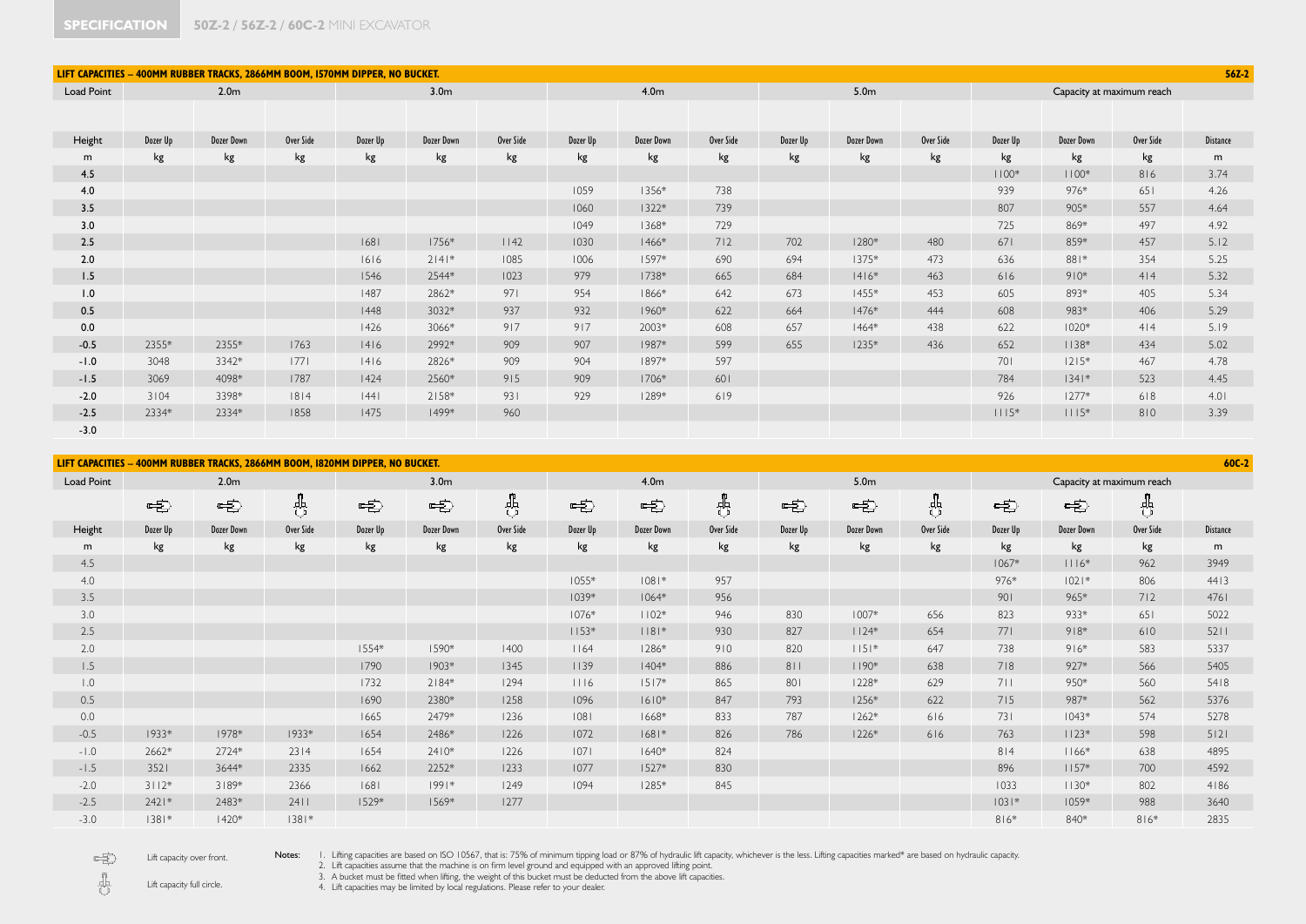**SPECIFICATION** 50Z-2 / 56Z-2 / 60C-2 MINI EXCAVATOR

## LIFT CAPACITIES – 400MM RUBBER TRACKS, 2866MM BOOM, 1570MM DIPPER, NO BUCKET. (56Z-2)

| Load Point | 2.0m | | | 3.0m | | | 4.0m | | | 5.0m | | | Capacity at maximum reach | | | |
|---|---|---|---|---|---|---|---|---|---|---|---|---|---|---|---|---|
| Height | Dozer Up | Dozer Down | Over Side | Dozer Up | Dozer Down | Over Side | Dozer Up | Dozer Down | Over Side | Dozer Up | Dozer Down | Over Side | Dozer Up | Dozer Down | Over Side | Distance |
| m | kg | kg | kg | kg | kg | kg | kg | kg | kg | kg | kg | kg | kg | kg | kg | m |
| 4.5 | | | | | | | | | | | | | 1100* | 1100* | 816 | 3.74 |
| 4.0 | | | | | | | 1059 | 1356* | 738 | | | | 939 | 976* | 651 | 4.26 |
| 3.5 | | | | | | | 1060 | 1322* | 739 | | | | 807 | 905* | 557 | 4.64 |
| 3.0 | | | | | | | 1049 | 1368* | 729 | | | | 725 | 869* | 497 | 4.92 |
| 2.5 | | | | 1681 | 1756* | 1142 | 1030 | 1466* | 712 | 702 | 1280* | 480 | 671 | 859* | 457 | 5.12 |
| 2.0 | | | | 1616 | 2141* | 1085 | 1006 | 1597* | 690 | 694 | 1375* | 473 | 636 | 881* | 354 | 5.25 |
| 1.5 | | | | 1546 | 2544* | 1023 | 979 | 1738* | 665 | 684 | 1416* | 463 | 616 | 910* | 414 | 5.32 |
| 1.0 | | | | 1487 | 2862* | 971 | 954 | 1866* | 642 | 673 | 1455* | 453 | 605 | 893* | 405 | 5.34 |
| 0.5 | | | | 1448 | 3032* | 937 | 932 | 1960* | 622 | 664 | 1476* | 444 | 608 | 983* | 406 | 5.29 |
| 0.0 | | | | 1426 | 3066* | 917 | 917 | 2003* | 608 | 657 | 1464* | 438 | 622 | 1020* | 414 | 5.19 |
| -0.5 | 2355* | 2355* | 1763 | 1416 | 2992* | 909 | 907 | 1987* | 599 | 655 | 1235* | 436 | 652 | 1138* | 434 | 5.02 |
| -1.0 | 3048 | 3342* | 1771 | 1416 | 2826* | 909 | 904 | 1897* | 597 | | | | 701 | 1215* | 467 | 4.78 |
| -1.5 | 3069 | 4098* | 1787 | 1424 | 2560* | 915 | 909 | 1706* | 601 | | | | 784 | 1341* | 523 | 4.45 |
| -2.0 | 3104 | 3398* | 1814 | 1441 | 2158* | 931 | 929 | 1289* | 619 | | | | 926 | 1277* | 618 | 4.01 |
| -2.5 | 2334* | 2334* | 1858 | 1475 | 1499* | 960 | | | | | | | 1115* | 1115* | 810 | 3.39 |
| -3.0 | | | | | | | | | | | | | | | | |

## LIFT CAPACITIES – 400MM RUBBER TRACKS, 2866MM BOOM, 1820MM DIPPER, NO BUCKET. (60C-2)

| Load Point | 2.0m | | | 3.0m | | | 4.0m | | | 5.0m | | | Capacity at maximum reach | | | |
|---|---|---|---|---|---|---|---|---|---|---|---|---|---|---|---|---|
| Height | Dozer Up | Dozer Down | Over Side | Dozer Up | Dozer Down | Over Side | Dozer Up | Dozer Down | Over Side | Dozer Up | Dozer Down | Over Side | Dozer Up | Dozer Down | Over Side | Distance |
| m | kg | kg | kg | kg | kg | kg | kg | kg | kg | kg | kg | kg | kg | kg | kg | m |
| 4.5 | | | | | | | | | | | | | 1067* | 1116* | 962 | 3949 |
| 4.0 | | | | | | | 1055* | 1081* | 957 | | | | 976* | 1021* | 806 | 4413 |
| 3.5 | | | | | | | 1039* | 1064* | 956 | | | | 901 | 965* | 712 | 4761 |
| 3.0 | | | | | | | 1076* | 1102* | 946 | 830 | 1007* | 656 | 823 | 933* | 651 | 5022 |
| 2.5 | | | | | | | 1153* | 1181* | 930 | 827 | 1124* | 654 | 771 | 918* | 610 | 5211 |
| 2.0 | | | | 1554* | 1590* | 1400 | 1164 | 1286* | 910 | 820 | 1151* | 647 | 738 | 916* | 583 | 5337 |
| 1.5 | | | | 1790 | 1903* | 1345 | 1139 | 1404* | 886 | 811 | 1190* | 638 | 718 | 927* | 566 | 5405 |
| 1.0 | | | | 1732 | 2184* | 1294 | 1116 | 1517* | 865 | 801 | 1228* | 629 | 711 | 950* | 560 | 5418 |
| 0.5 | | | | 1690 | 2380* | 1258 | 1096 | 1610* | 847 | 793 | 1256* | 622 | 715 | 987* | 562 | 5376 |
| 0.0 | | | | 1665 | 2479* | 1236 | 1081 | 1668* | 833 | 787 | 1262* | 616 | 731 | 1043* | 574 | 5278 |
| -0.5 | 1933* | 1978* | 1933* | 1654 | 2486* | 1226 | 1072 | 1681* | 826 | 786 | 1226* | 616 | 763 | 1123* | 598 | 5121 |
| -1.0 | 2662* | 2724* | 2314 | 1654 | 2410* | 1226 | 1071 | 1640* | 824 | | | | 814 | 1166* | 638 | 4895 |
| -1.5 | 3521 | 3644* | 2335 | 1662 | 2252* | 1233 | 1077 | 1527* | 830 | | | | 896 | 1157* | 700 | 4592 |
| -2.0 | 3112* | 3189* | 2366 | 1681 | 1991* | 1249 | 1094 | 1285* | 845 | | | | 1033 | 1130* | 802 | 4186 |
| -2.5 | 2421* | 2483* | 2411 | 1529* | 1569* | 1277 | | | | | | | 1031* | 1059* | 988 | 3640 |
| -3.0 | 1381* | 1420* | 1381* | | | | | | | | | | 816* | 840* | 816* | 2835 |

Lift capacity over front.

Lift capacity full circle.

Notes:
1. Lifting capacities are based on ISO 10567, that is: 75% of minimum tipping load or 87% of hydraulic lift capacity, whichever is the less. Lifting capacities marked* are based on hydraulic capacity.
2. Lift capacities assume that the machine is on firm level ground and equipped with an approved lifting point.
3. A bucket must be fitted when lifting, the weight of this bucket must be deducted from the above lift capacities.
4. Lift capacities may be limited by local regulations. Please refer to your dealer.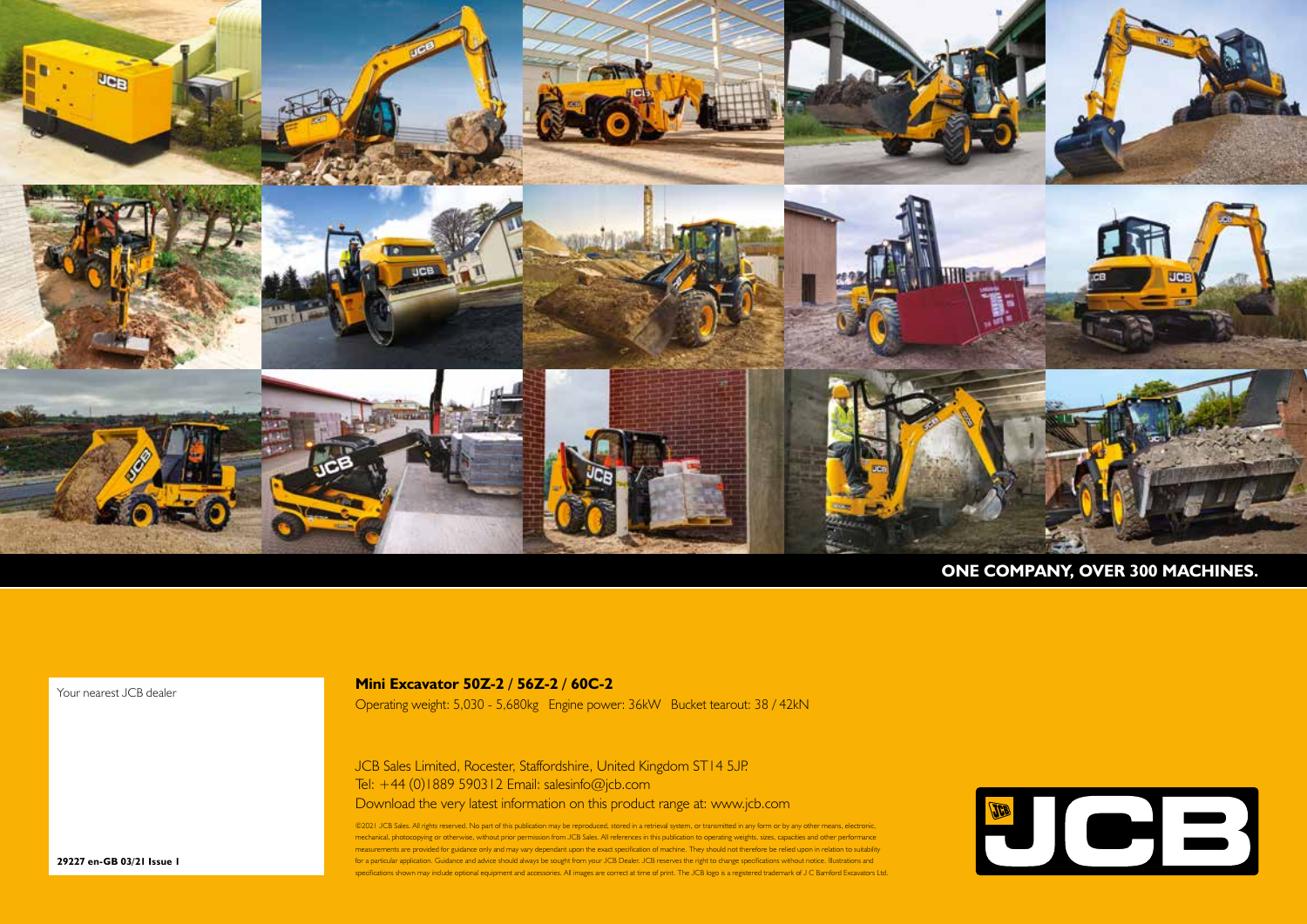**ONE COMPANY, OVER 300 MACHINES.**

Your nearest JCB dealer

**Mini Excavator 50Z-2 / 56Z-2 / 60C-2**

Operating weight: 5,030 - 5,680kg Engine power: 36kW Bucket tearout: 38 / 42kN

JCB Sales Limited, Rocester, Staffordshire, United Kingdom ST14 5JP.
Tel: +44 (0)1889 590312 Email: salesinfo@jcb.com
Download the very latest information on this product range at: www.jcb.com

©2021 JCB Sales. All rights reserved. No part of this publication may be reproduced, stored in a retrieval system, or transmitted in any form or by any other means, electronic, mechanical, photocopying or otherwise, without prior permission from JCB Sales. All references in this publication to operating weights, sizes, capacities and other performance measurements are provided for guidance only and may vary dependant upon the exact specification of machine. They should not therefore be relied upon in relation to suitability for a particular application. Guidance and advice should always be sought from your JCB Dealer. JCB reserves the right to change specifications without notice. Illustrations and specifications shown may include optional equipment and accessories. All images are correct at time of print. The JCB logo is a registered trademark of J C Bamford Excavators Ltd.

**29227 en-GB 03/21 Issue 1**